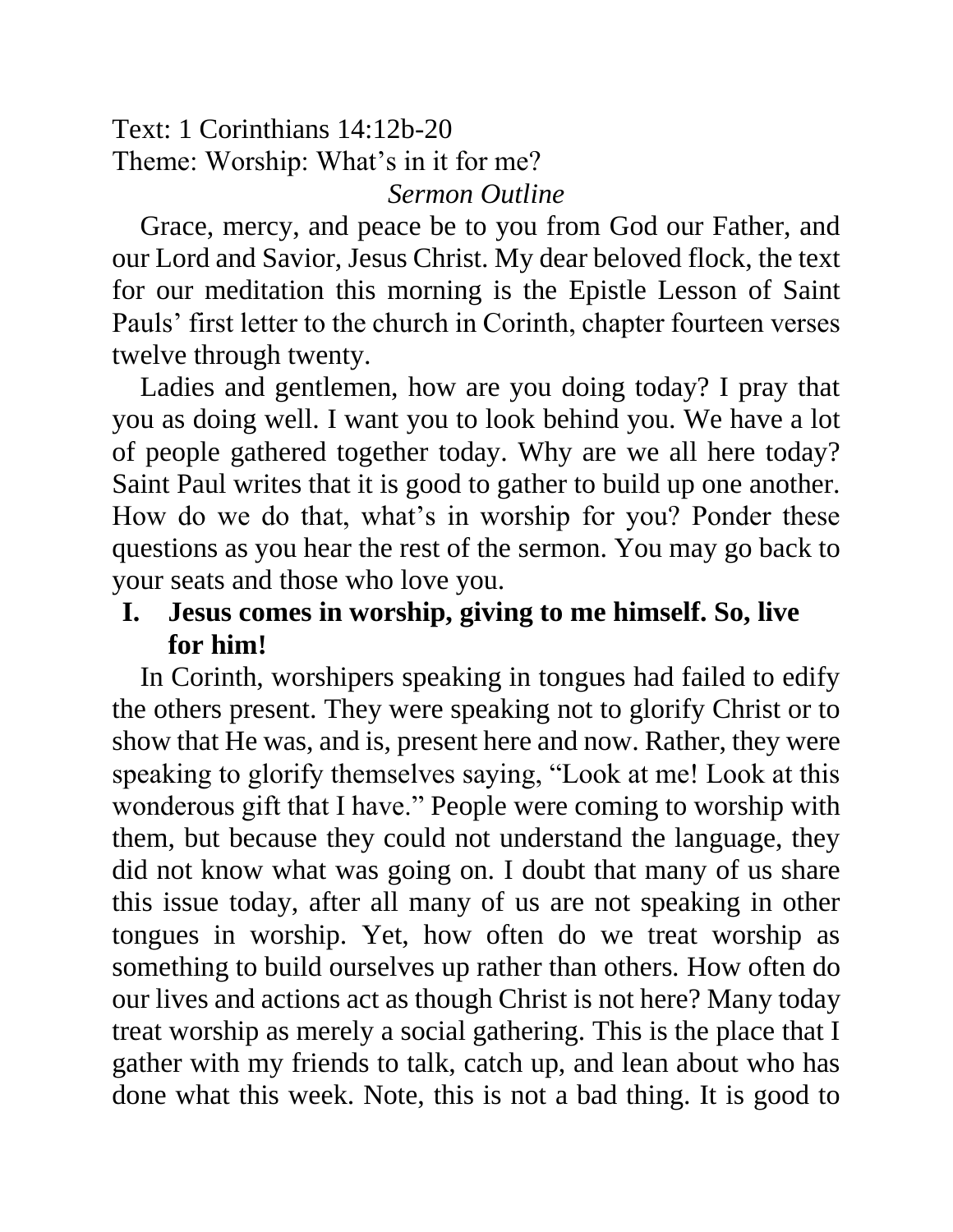Text: 1 Corinthians 14:12b-20

Theme: Worship: What's in it for me?

*Sermon Outline*

Grace, mercy, and peace be to you from God our Father, and our Lord and Savior, Jesus Christ. My dear beloved flock, the text for our meditation this morning is the Epistle Lesson of Saint Pauls' first letter to the church in Corinth, chapter fourteen verses twelve through twenty.

Ladies and gentlemen, how are you doing today? I pray that you as doing well. I want you to look behind you. We have a lot of people gathered together today. Why are we all here today? Saint Paul writes that it is good to gather to build up one another. How do we do that, what's in worship for you? Ponder these questions as you hear the rest of the sermon. You may go back to your seats and those who love you.

**I. Jesus comes in worship, giving to me himself. So, live for him!**

In Corinth, worshipers speaking in tongues had failed to edify the others present. They were speaking not to glorify Christ or to show that He was, and is, present here and now. Rather, they were speaking to glorify themselves saying, "Look at me! Look at this wonderous gift that I have." People were coming to worship with them, but because they could not understand the language, they did not know what was going on. I doubt that many of us share this issue today, after all many of us are not speaking in other tongues in worship. Yet, how often do we treat worship as something to build ourselves up rather than others. How often do our lives and actions act as though Christ is not here? Many today treat worship as merely a social gathering. This is the place that I gather with my friends to talk, catch up, and lean about who has done what this week. Note, this is not a bad thing. It is good to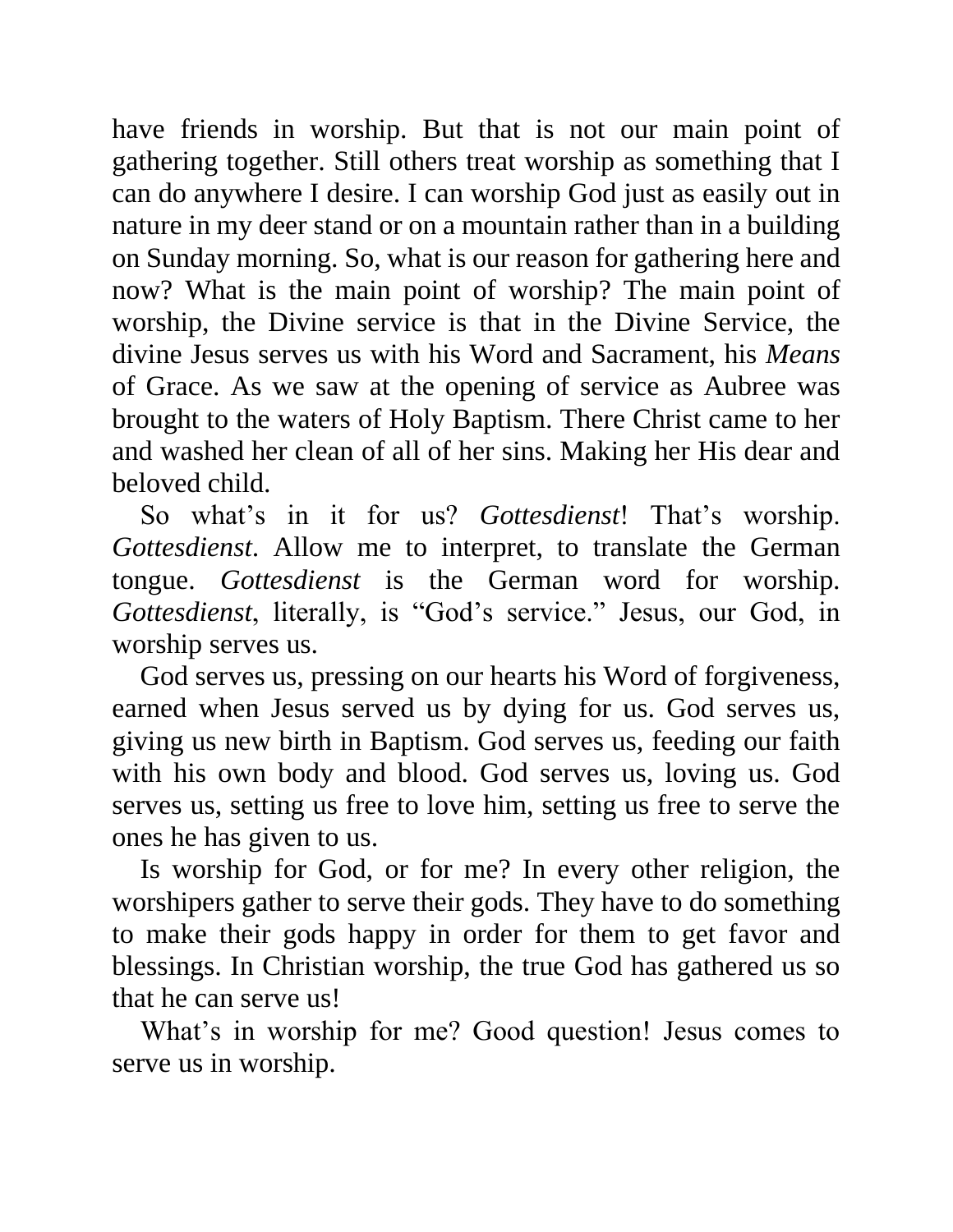have friends in worship. But that is not our main point of gathering together. Still others treat worship as something that I can do anywhere I desire. I can worship God just as easily out in nature in my deer stand or on a mountain rather than in a building on Sunday morning. So, what is our reason for gathering here and now? What is the main point of worship? The main point of worship, the Divine service is that in the Divine Service, the divine Jesus serves us with his Word and Sacrament, his *Means* of Grace. As we saw at the opening of service as Aubree was brought to the waters of Holy Baptism. There Christ came to her and washed her clean of all of her sins. Making her His dear and beloved child.

So what's in it for us? *Gottesdienst*! That's worship. *Gottesdienst*. Allow me to interpret, to translate the German tongue. *Gottesdienst* is the German word for worship. *Gottesdienst*, literally, is "God's service." Jesus, our God, in worship serves us.

God serves us, pressing on our hearts his Word of forgiveness, earned when Jesus served us by dying for us. God serves us, giving us new birth in Baptism. God serves us, feeding our faith with his own body and blood. God serves us, loving us. God serves us, setting us free to love him, setting us free to serve the ones he has given to us.

Is worship for God, or for me? In every other religion, the worshipers gather to serve their gods. They have to do something to make their gods happy in order for them to get favor and blessings. In Christian worship, the true God has gathered us so that he can serve us!

What's in worship for me? Good question! Jesus comes to serve us in worship.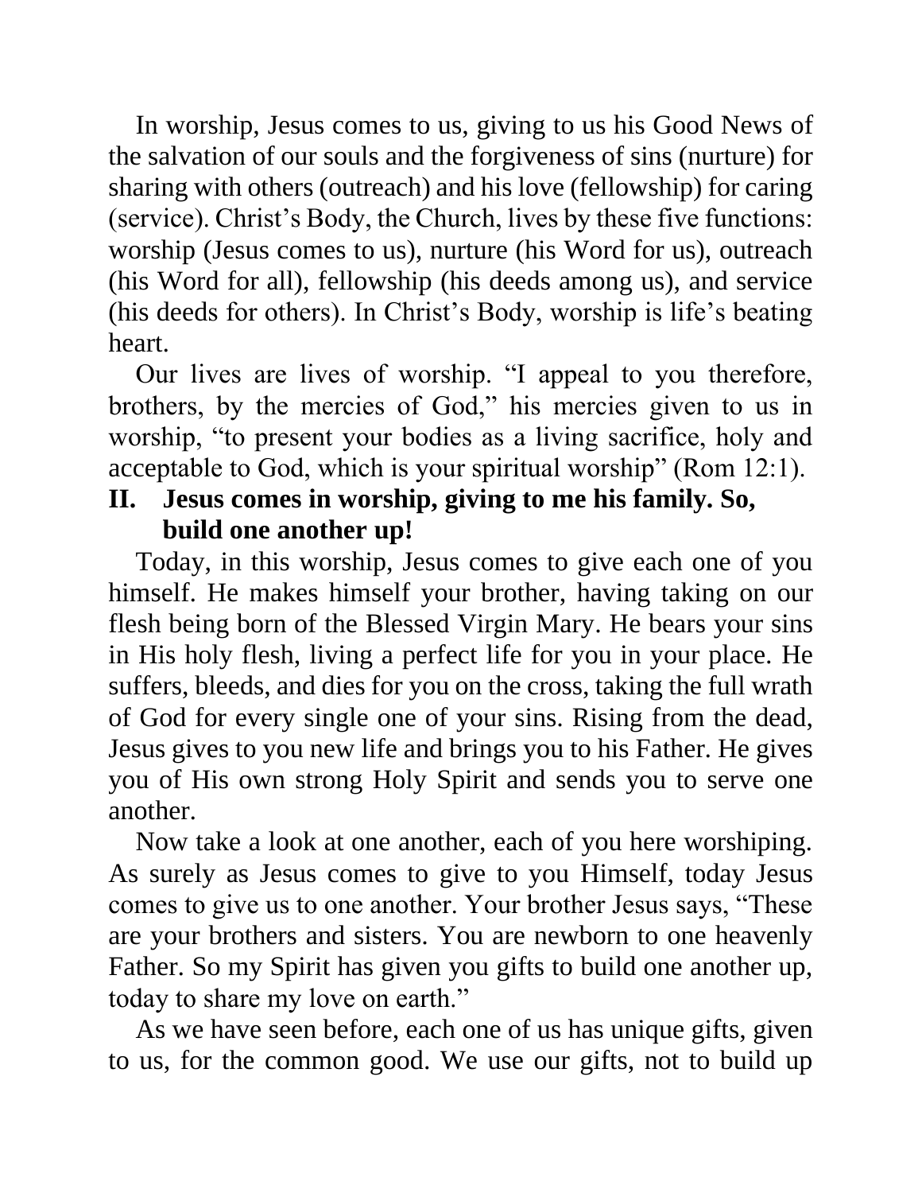In worship, Jesus comes to us, giving to us his Good News of the salvation of our souls and the forgiveness of sins (nurture) for sharing with others (outreach) and his love (fellowship) for caring (service). Christ's Body, the Church, lives by these five functions: worship (Jesus comes to us), nurture (his Word for us), outreach (his Word for all), fellowship (his deeds among us), and service (his deeds for others). In Christ's Body, worship is life's beating heart.

Our lives are lives of worship. "I appeal to you therefore, brothers, by the mercies of God," his mercies given to us in worship, "to present your bodies as a living sacrifice, holy and acceptable to God, which is your spiritual worship" (Rom 12:1).

## II. Jesus comes in worship, giving to me his family. So, build one another up!

Today, in this worship, Jesus comes to give each one of you himself. He makes himself your brother, having taking on our flesh being born of the Blessed Virgin Mary. He bears your sins in His holy flesh, living a perfect life for you in your place. He suffers, bleeds, and dies for you on the cross, taking the full wrath of God for every single one of your sins. Rising from the dead, Jesus gives to you new life and brings you to his Father. He gives you of His own strong Holy Spirit and sends you to serve one another.

Now take a look at one another, each of you here worshiping. As surely as Jesus comes to give to you Himself, today Jesus comes to give us to one another. Your brother Jesus says, "These are your brothers and sisters. You are newborn to one heavenly Father. So my Spirit has given you gifts to build one another up, today to share my love on earth."

As we have seen before, each one of us has unique gifts, given to us, for the common good. We use our gifts, not to build up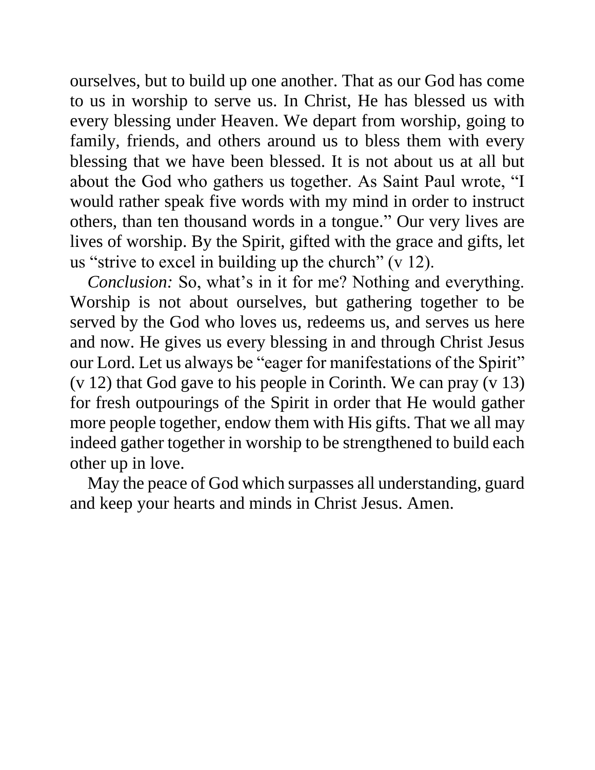ourselves, but to build up one another. That as our God has come to us in worship to serve us. In Christ, He has blessed us with every blessing under Heaven. We depart from worship, going to family, friends, and others around us to bless them with every blessing that we have been blessed. It is not about us at all but about the God who gathers us together. As Saint Paul wrote, "I would rather speak five words with my mind in order to instruct others, than ten thousand words in a tongue." Our very lives are lives of worship. By the Spirit, gifted with the grace and gifts, let us "strive to excel in building up the church" (v 12).

*Conclusion:* So, what's in it for me? Nothing and everything. Worship is not about ourselves, but gathering together to be served by the God who loves us, redeems us, and serves us here and now. He gives us every blessing in and through Christ Jesus our Lord. Let us always be "eager for manifestations of the Spirit" (v 12) that God gave to his people in Corinth. We can pray (v 13) for fresh outpourings of the Spirit in order that He would gather more people together, endow them with His gifts. That we all may indeed gather together in worship to be strengthened to build each other up in love.

May the peace of God which surpasses all understanding, guard and keep your hearts and minds in Christ Jesus. Amen.